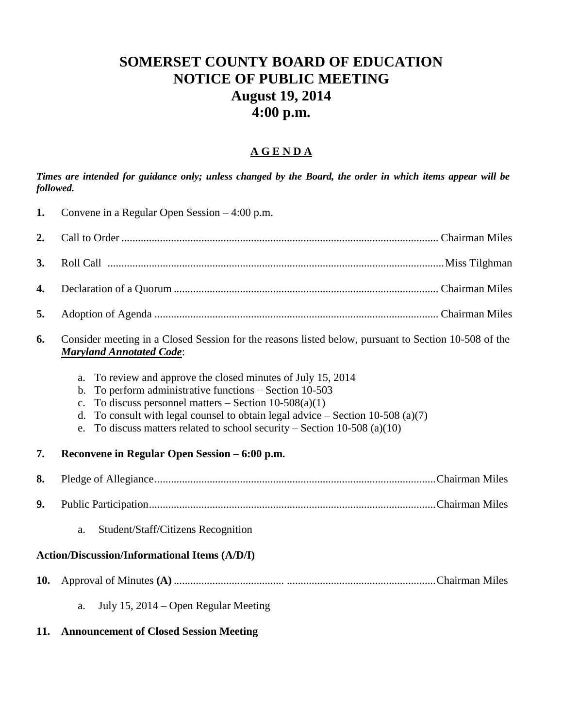# SOMERSET COUNTY BOARD OF EDUCATION
# NOTICE OF PUBLIC MEETING
# August 19, 2014
# 4:00 p.m.

## A G E N D A

***Times are intended for guidance only; unless changed by the Board, the order in which items appear will be followed.***

**1.** Convene in a Regular Open Session – 4:00 p.m.

**2.** Call to Order .................................................................................................................. Chairman Miles

**3.** Roll Call .........................................................................................................................Miss Tilghman

**4.** Declaration of a Quorum ............................................................................................... Chairman Miles

**5.** Adoption of Agenda ...................................................................................................... Chairman Miles

**6.** Consider meeting in a Closed Session for the reasons listed below, pursuant to Section 10-508 of the ***Maryland Annotated Code***:

   a. To review and approve the closed minutes of July 15, 2014
   b. To perform administrative functions – Section 10-503
   c. To discuss personnel matters – Section 10-508(a)(1)
   d. To consult with legal counsel to obtain legal advice – Section 10-508 (a)(7)
   e. To discuss matters related to school security – Section 10-508 (a)(10)

**7. Reconvene in Regular Open Session – 6:00 p.m.**

**8.** Pledge of Allegiance.....................................................................................................Chairman Miles

**9.** Public Participation.......................................................................................................Chairman Miles

   a. Student/Staff/Citizens Recognition

**Action/Discussion/Informational Items (A/D/I)**

**10.** Approval of Minutes **(A)** ....................................... .....................................................Chairman Miles

   a. July 15, 2014 – Open Regular Meeting

**11. Announcement of Closed Session Meeting**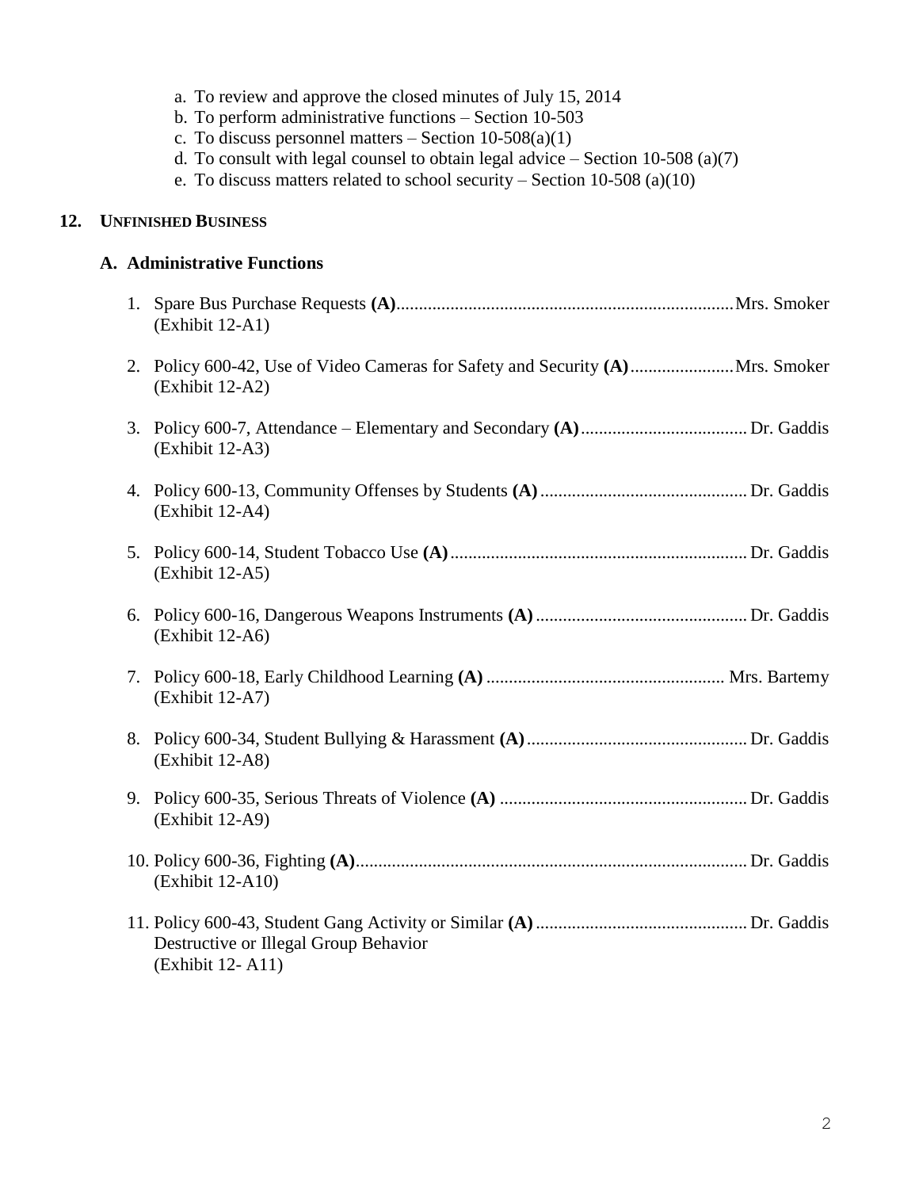a. To review and approve the closed minutes of July 15, 2014
b. To perform administrative functions – Section 10-503
c. To discuss personnel matters – Section 10-508(a)(1)
d. To consult with legal counsel to obtain legal advice – Section 10-508 (a)(7)
e. To discuss matters related to school security – Section 10-508 (a)(10)

## 12. UNFINISHED BUSINESS

### A. Administrative Functions

1. Spare Bus Purchase Requests **(A)**........................................................................... Mrs. Smoker
   (Exhibit 12-A1)

2. Policy 600-42, Use of Video Cameras for Safety and Security **(A)**....................... Mrs. Smoker
   (Exhibit 12-A2)

3. Policy 600-7, Attendance – Elementary and Secondary **(A)**..................................... Dr. Gaddis
   (Exhibit 12-A3)

4. Policy 600-13, Community Offenses by Students **(A)**............................................. Dr. Gaddis
   (Exhibit 12-A4)

5. Policy 600-14, Student Tobacco Use **(A)**................................................................. Dr. Gaddis
   (Exhibit 12-A5)

6. Policy 600-16, Dangerous Weapons Instruments **(A)**.............................................. Dr. Gaddis
   (Exhibit 12-A6)

7. Policy 600-18, Early Childhood Learning **(A)**..................................................... Mrs. Bartemy
   (Exhibit 12-A7)

8. Policy 600-34, Student Bullying & Harassment **(A)**................................................ Dr. Gaddis
   (Exhibit 12-A8)

9. Policy 600-35, Serious Threats of Violence **(A)**...................................................... Dr. Gaddis
   (Exhibit 12-A9)

10. Policy 600-36, Fighting **(A)**...................................................................................... Dr. Gaddis
    (Exhibit 12-A10)

11. Policy 600-43, Student Gang Activity or Similar **(A)**.............................................. Dr. Gaddis
    Destructive or Illegal Group Behavior
    (Exhibit 12- A11)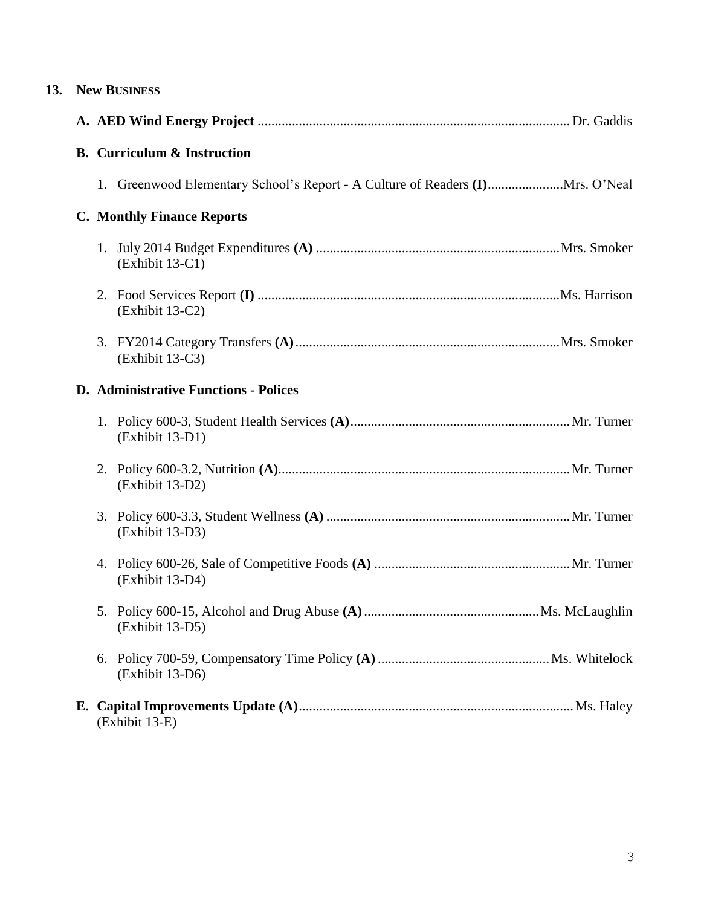## 13. NEW BUSINESS

**A. AED Wind Energy Project** .......................................................................................... Dr. Gaddis

**B. Curriculum & Instruction**

1. Greenwood Elementary School's Report - A Culture of Readers **(I)**......................Mrs. O'Neal

**C. Monthly Finance Reports**

1. July 2014 Budget Expenditures **(A)** ......................................................................Mrs. Smoker
   (Exhibit 13-C1)

2. Food Services Report **(I)** .......................................................................................Ms. Harrison
   (Exhibit 13-C2)

3. FY2014 Category Transfers **(A)**............................................................................Mrs. Smoker
   (Exhibit 13-C3)

**D. Administrative Functions - Polices**

1. Policy 600-3, Student Health Services **(A)**...............................................................Mr. Turner
   (Exhibit 13-D1)

2. Policy 600-3.2, Nutrition **(A)**....................................................................................Mr. Turner
   (Exhibit 13-D2)

3. Policy 600-3.3, Student Wellness **(A)** ......................................................................Mr. Turner
   (Exhibit 13-D3)

4. Policy 600-26, Sale of Competitive Foods **(A)** .........................................................Mr. Turner
   (Exhibit 13-D4)

5. Policy 600-15, Alcohol and Drug Abuse **(A)** ..................................................Ms. McLaughlin
   (Exhibit 13-D5)

6. Policy 700-59, Compensatory Time Policy **(A)** .................................................Ms. Whitelock
   (Exhibit 13-D6)

**E. Capital Improvements Update (A)**............................................................................... Ms. Haley
   (Exhibit 13-E)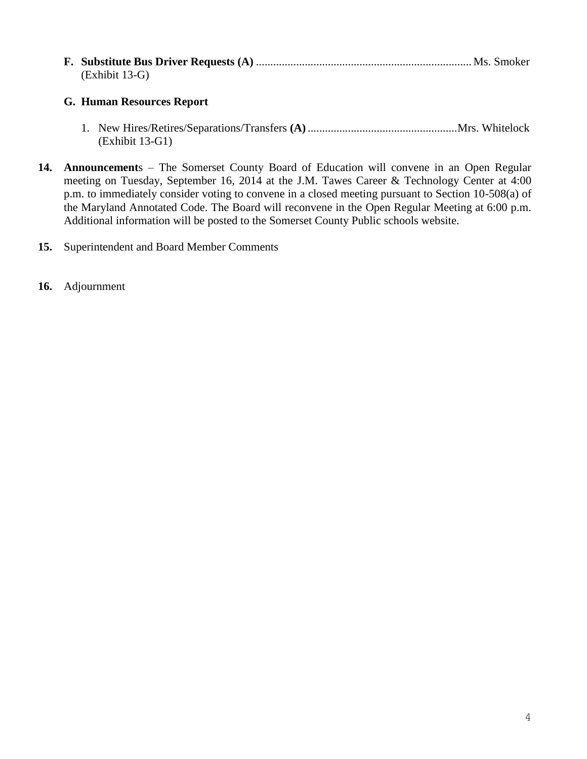**F. Substitute Bus Driver Requests (A)** .......................................................................... Ms. Smoker
(Exhibit 13-G)

**G. Human Resources Report**

1. New Hires/Retires/Separations/Transfers **(A)** .................................................... Mrs. Whitelock
(Exhibit 13-G1)

**14. Announcement**s – The Somerset County Board of Education will convene in an Open Regular meeting on Tuesday, September 16, 2014 at the J.M. Tawes Career & Technology Center at 4:00 p.m. to immediately consider voting to convene in a closed meeting pursuant to Section 10-508(a) of the Maryland Annotated Code. The Board will reconvene in the Open Regular Meeting at 6:00 p.m. Additional information will be posted to the Somerset County Public schools website.

**15.** Superintendent and Board Member Comments

**16.** Adjournment